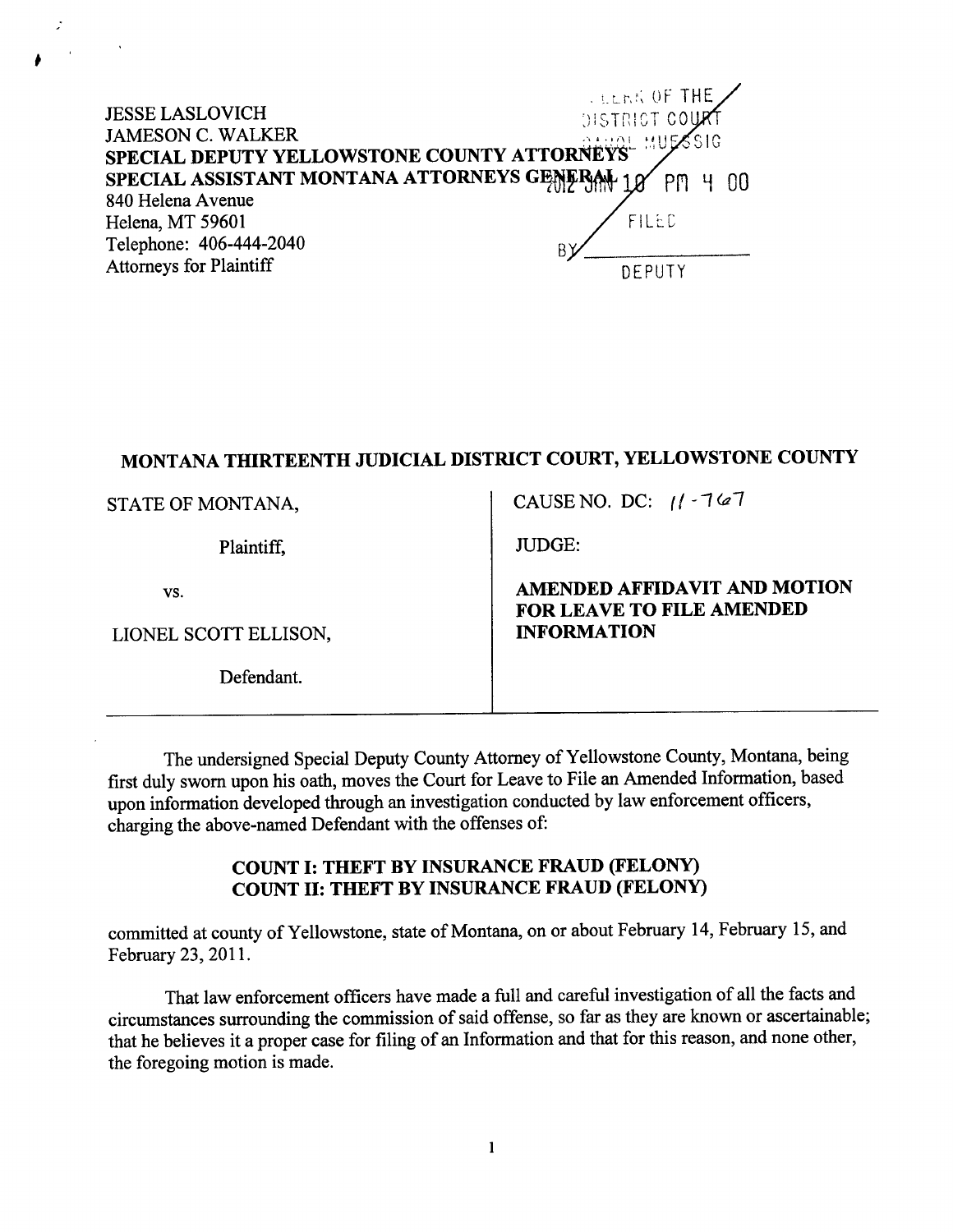JESSE LASLOVICH
JAMESON C. WALKER
**SPECIAL DEPUTY YELLOWSTONE COUNTY ATTORNEYS**
**SPECIAL ASSISTANT MONTANA ATTORNEYS GENERAL**
840 Helena Avenue
Helena, MT 59601
Telephone: 406-444-2040
Attorneys for Plaintiff

CLERK OF THE DISTRICT COURT
CAROL MUESSIG
2012 JAN 10 PM 4 00
FILED
BY ___________
DEPUTY

## MONTANA THIRTEENTH JUDICIAL DISTRICT COURT, YELLOWSTONE COUNTY

| | |
|---|---|
| STATE OF MONTANA,<br><br>Plaintiff,<br><br>vs.<br><br>LIONEL SCOTT ELLISON,<br><br>Defendant. | CAUSE NO. DC: 11-767<br><br>JUDGE:<br><br>**AMENDED AFFIDAVIT AND MOTION FOR LEAVE TO FILE AMENDED INFORMATION** |

The undersigned Special Deputy County Attorney of Yellowstone County, Montana, being first duly sworn upon his oath, moves the Court for Leave to File an Amended Information, based upon information developed through an investigation conducted by law enforcement officers, charging the above-named Defendant with the offenses of:

**COUNT I: THEFT BY INSURANCE FRAUD (FELONY)**
**COUNT II: THEFT BY INSURANCE FRAUD (FELONY)**

committed at county of Yellowstone, state of Montana, on or about February 14, February 15, and February 23, 2011.

That law enforcement officers have made a full and careful investigation of all the facts and circumstances surrounding the commission of said offense, so far as they are known or ascertainable; that he believes it a proper case for filing of an Information and that for this reason, and none other, the foregoing motion is made.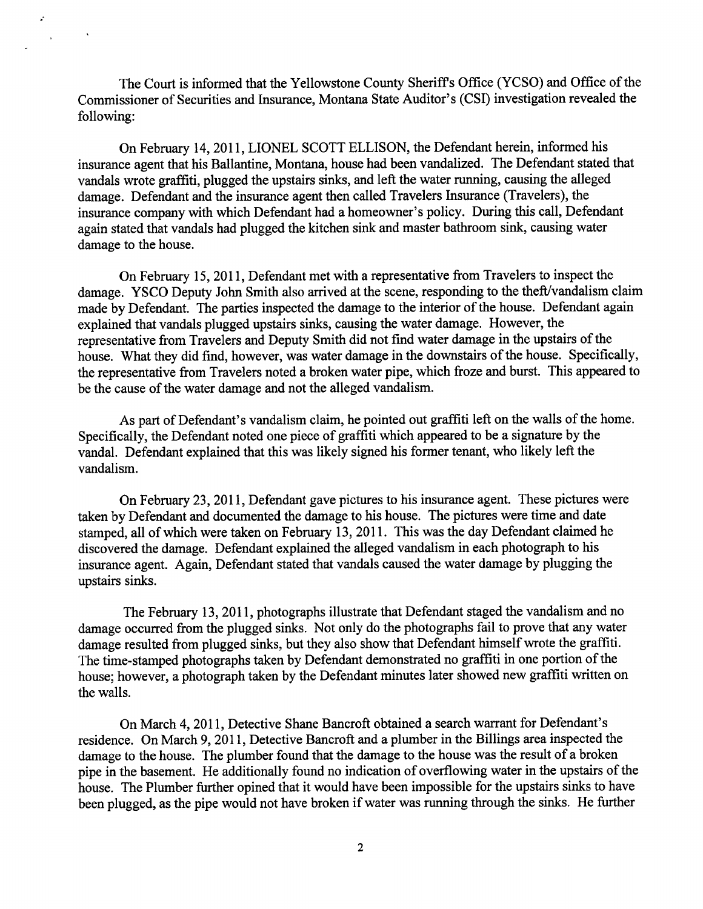The Court is informed that the Yellowstone County Sheriff's Office (YCSO) and Office of the Commissioner of Securities and Insurance, Montana State Auditor's (CSI) investigation revealed the following:

On February 14, 2011, LIONEL SCOTT ELLISON, the Defendant herein, informed his insurance agent that his Ballantine, Montana, house had been vandalized. The Defendant stated that vandals wrote graffiti, plugged the upstairs sinks, and left the water running, causing the alleged damage. Defendant and the insurance agent then called Travelers Insurance (Travelers), the insurance company with which Defendant had a homeowner's policy. During this call, Defendant again stated that vandals had plugged the kitchen sink and master bathroom sink, causing water damage to the house.

On February 15, 2011, Defendant met with a representative from Travelers to inspect the damage. YSCO Deputy John Smith also arrived at the scene, responding to the theft/vandalism claim made by Defendant. The parties inspected the damage to the interior of the house. Defendant again explained that vandals plugged upstairs sinks, causing the water damage. However, the representative from Travelers and Deputy Smith did not find water damage in the upstairs of the house. What they did find, however, was water damage in the downstairs of the house. Specifically, the representative from Travelers noted a broken water pipe, which froze and burst. This appeared to be the cause of the water damage and not the alleged vandalism.

As part of Defendant's vandalism claim, he pointed out graffiti left on the walls of the home. Specifically, the Defendant noted one piece of graffiti which appeared to be a signature by the vandal. Defendant explained that this was likely signed his former tenant, who likely left the vandalism.

On February 23, 2011, Defendant gave pictures to his insurance agent. These pictures were taken by Defendant and documented the damage to his house. The pictures were time and date stamped, all of which were taken on February 13, 2011. This was the day Defendant claimed he discovered the damage. Defendant explained the alleged vandalism in each photograph to his insurance agent. Again, Defendant stated that vandals caused the water damage by plugging the upstairs sinks.

The February 13, 2011, photographs illustrate that Defendant staged the vandalism and no damage occurred from the plugged sinks. Not only do the photographs fail to prove that any water damage resulted from plugged sinks, but they also show that Defendant himself wrote the graffiti. The time-stamped photographs taken by Defendant demonstrated no graffiti in one portion of the house; however, a photograph taken by the Defendant minutes later showed new graffiti written on the walls.

On March 4, 2011, Detective Shane Bancroft obtained a search warrant for Defendant's residence. On March 9, 2011, Detective Bancroft and a plumber in the Billings area inspected the damage to the house. The plumber found that the damage to the house was the result of a broken pipe in the basement. He additionally found no indication of overflowing water in the upstairs of the house. The Plumber further opined that it would have been impossible for the upstairs sinks to have been plugged, as the pipe would not have broken if water was running through the sinks. He further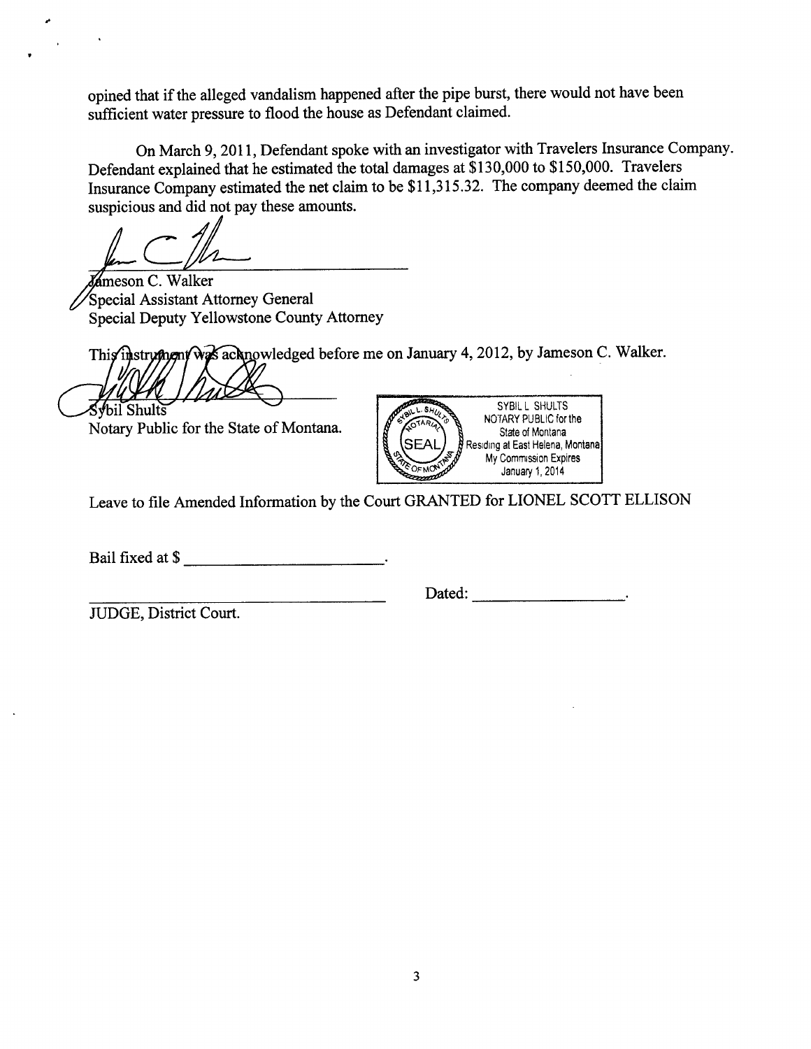opined that if the alleged vandalism happened after the pipe burst, there would not have been sufficient water pressure to flood the house as Defendant claimed.

On March 9, 2011, Defendant spoke with an investigator with Travelers Insurance Company. Defendant explained that he estimated the total damages at $130,000 to $150,000. Travelers Insurance Company estimated the net claim to be $11,315.32. The company deemed the claim suspicious and did not pay these amounts.

Jameson C. Walker
Special Assistant Attorney General
Special Deputy Yellowstone County Attorney

This instrument was acknowledged before me on January 4, 2012, by Jameson C. Walker.

Sybil Shults
Notary Public for the State of Montana.

SYBIL L. SHULTS
NOTARY PUBLIC for the
State of Montana
Residing at East Helena, Montana
My Commission Expires
January 1, 2014

Leave to file Amended Information by the Court GRANTED for LIONEL SCOTT ELLISON

Bail fixed at $ ____________________.

____________________ Dated: ____________________.
JUDGE, District Court.